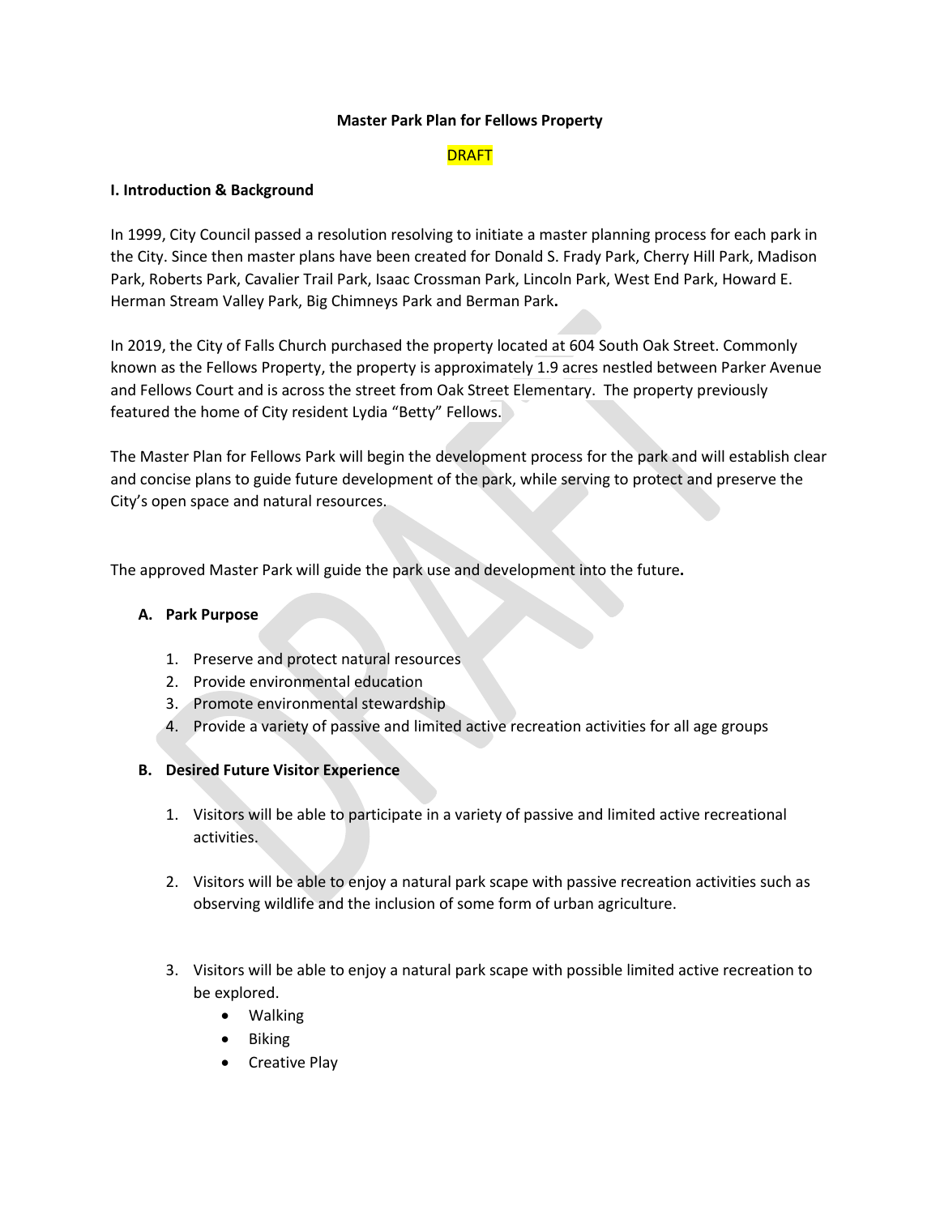# Master Park Plan for Fellows Property

DRAFT

## I. Introduction & Background

In 1999, City Council passed a resolution resolving to initiate a master planning process for each park in the City. Since then master plans have been created for Donald S. Frady Park, Cherry Hill Park, Madison Park, Roberts Park, Cavalier Trail Park, Isaac Crossman Park, Lincoln Park, West End Park, Howard E. Herman Stream Valley Park, Big Chimneys Park and Berman Park.

In 2019, the City of Falls Church purchased the property located at 604 South Oak Street. Commonly known as the Fellows Property, the property is approximately 1.9 acres nestled between Parker Avenue and Fellows Court and is across the street from Oak Street Elementary. The property previously featured the home of City resident Lydia "Betty" Fellows.

The Master Plan for Fellows Park will begin the development process for the park and will establish clear and concise plans to guide future development of the park, while serving to protect and preserve the City's open space and natural resources.

The approved Master Park will guide the park use and development into the future.

### A. Park Purpose

1. Preserve and protect natural resources
2. Provide environmental education
3. Promote environmental stewardship
4. Provide a variety of passive and limited active recreation activities for all age groups

### B. Desired Future Visitor Experience

1. Visitors will be able to participate in a variety of passive and limited active recreational activities.

2. Visitors will be able to enjoy a natural park scape with passive recreation activities such as observing wildlife and the inclusion of some form of urban agriculture.

3. Visitors will be able to enjoy a natural park scape with possible limited active recreation to be explored.
   - Walking
   - Biking
   - Creative Play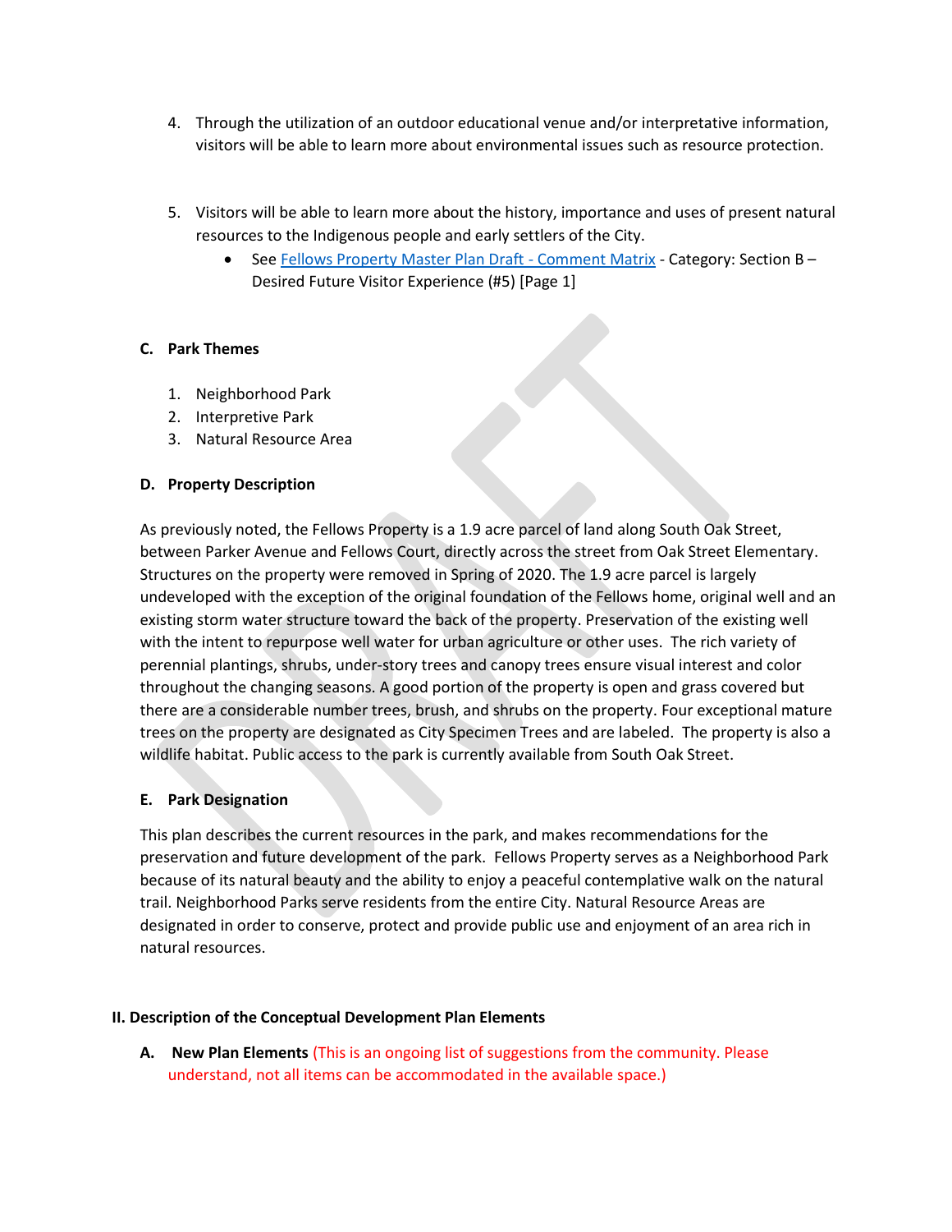4. Through the utilization of an outdoor educational venue and/or interpretative information, visitors will be able to learn more about environmental issues such as resource protection.

5. Visitors will be able to learn more about the history, importance and uses of present natural resources to the Indigenous people and early settlers of the City.
   - See Fellows Property Master Plan Draft - Comment Matrix - Category: Section B – Desired Future Visitor Experience (#5) [Page 1]

### C. Park Themes

1. Neighborhood Park
2. Interpretive Park
3. Natural Resource Area

### D. Property Description

As previously noted, the Fellows Property is a 1.9 acre parcel of land along South Oak Street, between Parker Avenue and Fellows Court, directly across the street from Oak Street Elementary. Structures on the property were removed in Spring of 2020. The 1.9 acre parcel is largely undeveloped with the exception of the original foundation of the Fellows home, original well and an existing storm water structure toward the back of the property. Preservation of the existing well with the intent to repurpose well water for urban agriculture or other uses. The rich variety of perennial plantings, shrubs, under-story trees and canopy trees ensure visual interest and color throughout the changing seasons. A good portion of the property is open and grass covered but there are a considerable number trees, brush, and shrubs on the property. Four exceptional mature trees on the property are designated as City Specimen Trees and are labeled. The property is also a wildlife habitat. Public access to the park is currently available from South Oak Street.

### E. Park Designation

This plan describes the current resources in the park, and makes recommendations for the preservation and future development of the park. Fellows Property serves as a Neighborhood Park because of its natural beauty and the ability to enjoy a peaceful contemplative walk on the natural trail. Neighborhood Parks serve residents from the entire City. Natural Resource Areas are designated in order to conserve, protect and provide public use and enjoyment of an area rich in natural resources.

## II. Description of the Conceptual Development Plan Elements

### A. New Plan Elements (This is an ongoing list of suggestions from the community. Please understand, not all items can be accommodated in the available space.)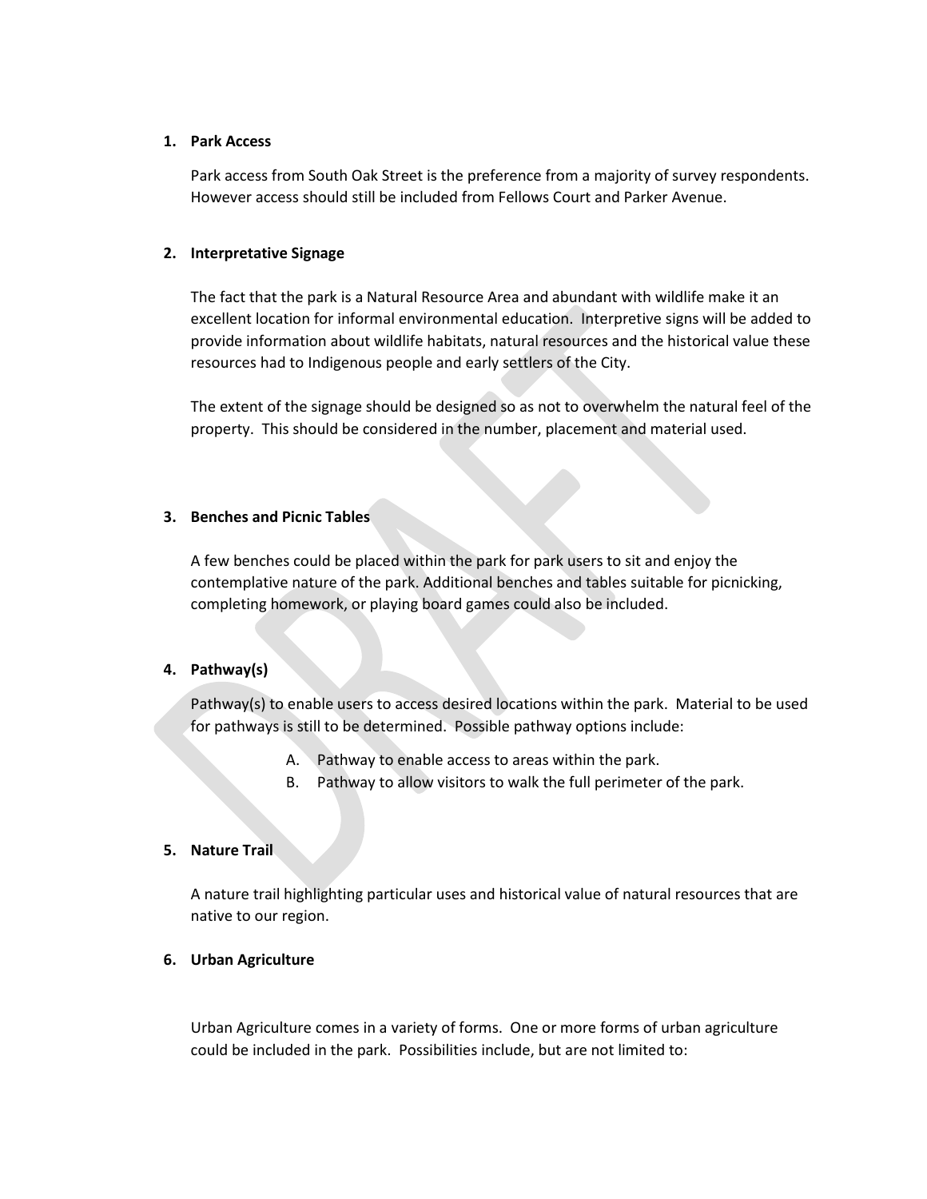1. **Park Access**

   Park access from South Oak Street is the preference from a majority of survey respondents. However access should still be included from Fellows Court and Parker Avenue.

2. **Interpretative Signage**

   The fact that the park is a Natural Resource Area and abundant with wildlife make it an excellent location for informal environmental education. Interpretive signs will be added to provide information about wildlife habitats, natural resources and the historical value these resources had to Indigenous people and early settlers of the City.

   The extent of the signage should be designed so as not to overwhelm the natural feel of the property. This should be considered in the number, placement and material used.

3. **Benches and Picnic Tables**

   A few benches could be placed within the park for park users to sit and enjoy the contemplative nature of the park. Additional benches and tables suitable for picnicking, completing homework, or playing board games could also be included.

4. **Pathway(s)**

   Pathway(s) to enable users to access desired locations within the park. Material to be used for pathways is still to be determined. Possible pathway options include:

   A. Pathway to enable access to areas within the park.
   B. Pathway to allow visitors to walk the full perimeter of the park.

5. **Nature Trail**

   A nature trail highlighting particular uses and historical value of natural resources that are native to our region.

6. **Urban Agriculture**

   Urban Agriculture comes in a variety of forms. One or more forms of urban agriculture could be included in the park. Possibilities include, but are not limited to: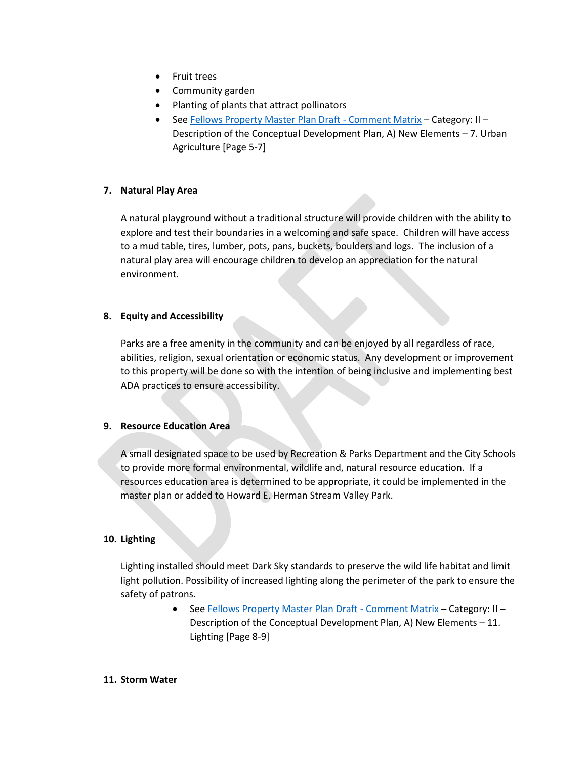- Fruit trees
- Community garden
- Planting of plants that attract pollinators
- See [Fellows Property Master Plan Draft - Comment Matrix] – Category: II – Description of the Conceptual Development Plan, A) New Elements – 7. Urban Agriculture [Page 5-7]

### 7. Natural Play Area

A natural playground without a traditional structure will provide children with the ability to explore and test their boundaries in a welcoming and safe space. Children will have access to a mud table, tires, lumber, pots, pans, buckets, boulders and logs. The inclusion of a natural play area will encourage children to develop an appreciation for the natural environment.

### 8. Equity and Accessibility

Parks are a free amenity in the community and can be enjoyed by all regardless of race, abilities, religion, sexual orientation or economic status. Any development or improvement to this property will be done so with the intention of being inclusive and implementing best ADA practices to ensure accessibility.

### 9. Resource Education Area

A small designated space to be used by Recreation & Parks Department and the City Schools to provide more formal environmental, wildlife and, natural resource education. If a resources education area is determined to be appropriate, it could be implemented in the master plan or added to Howard E. Herman Stream Valley Park.

### 10. Lighting

Lighting installed should meet Dark Sky standards to preserve the wild life habitat and limit light pollution. Possibility of increased lighting along the perimeter of the park to ensure the safety of patrons.

- See [Fellows Property Master Plan Draft - Comment Matrix] – Category: II – Description of the Conceptual Development Plan, A) New Elements – 11. Lighting [Page 8-9]

### 11. Storm Water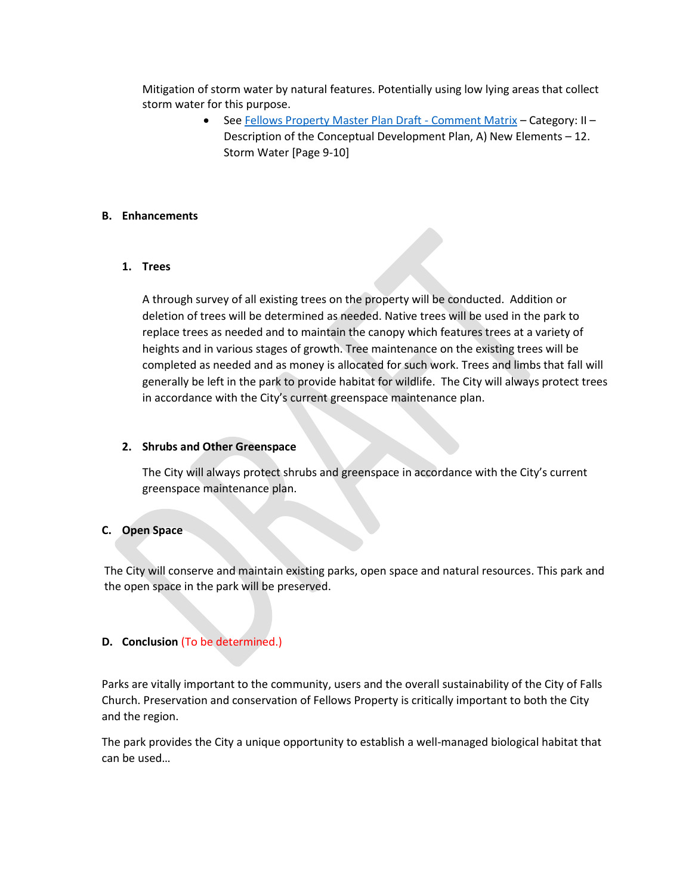Mitigation of storm water by natural features. Potentially using low lying areas that collect storm water for this purpose.

- See Fellows Property Master Plan Draft - Comment Matrix – Category: II – Description of the Conceptual Development Plan, A) New Elements – 12. Storm Water [Page 9-10]

### B. Enhancements

#### 1. Trees

A through survey of all existing trees on the property will be conducted. Addition or deletion of trees will be determined as needed. Native trees will be used in the park to replace trees as needed and to maintain the canopy which features trees at a variety of heights and in various stages of growth. Tree maintenance on the existing trees will be completed as needed and as money is allocated for such work. Trees and limbs that fall will generally be left in the park to provide habitat for wildlife. The City will always protect trees in accordance with the City's current greenspace maintenance plan.

#### 2. Shrubs and Other Greenspace

The City will always protect shrubs and greenspace in accordance with the City's current greenspace maintenance plan.

### C. Open Space

The City will conserve and maintain existing parks, open space and natural resources. This park and the open space in the park will be preserved.

### D. Conclusion (To be determined.)

Parks are vitally important to the community, users and the overall sustainability of the City of Falls Church. Preservation and conservation of Fellows Property is critically important to both the City and the region.

The park provides the City a unique opportunity to establish a well-managed biological habitat that can be used…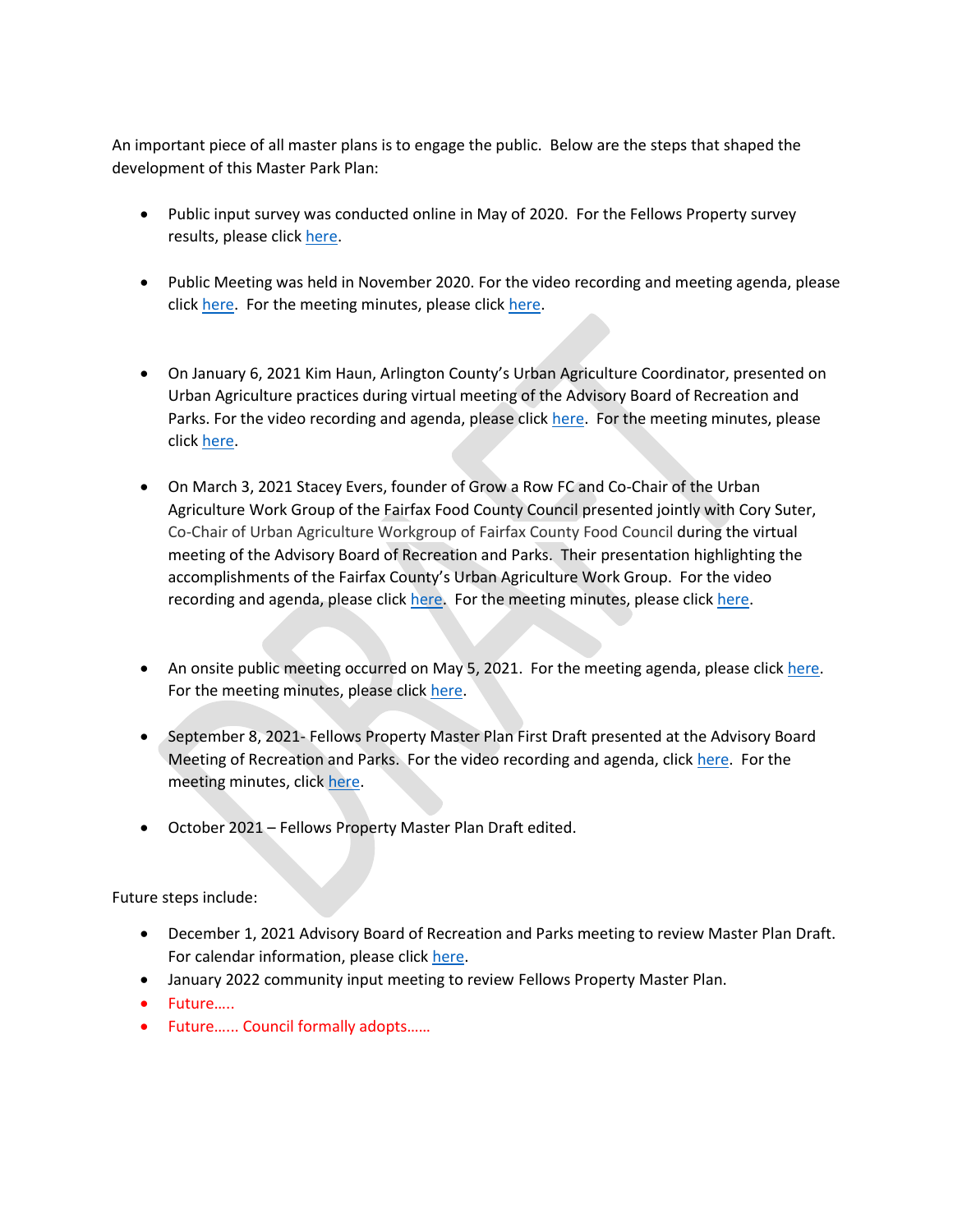An important piece of all master plans is to engage the public. Below are the steps that shaped the development of this Master Park Plan:

- Public input survey was conducted online in May of 2020. For the Fellows Property survey results, please click here.

- Public Meeting was held in November 2020. For the video recording and meeting agenda, please click here. For the meeting minutes, please click here.

- On January 6, 2021 Kim Haun, Arlington County's Urban Agriculture Coordinator, presented on Urban Agriculture practices during virtual meeting of the Advisory Board of Recreation and Parks. For the video recording and agenda, please click here. For the meeting minutes, please click here.

- On March 3, 2021 Stacey Evers, founder of Grow a Row FC and Co-Chair of the Urban Agriculture Work Group of the Fairfax Food County Council presented jointly with Cory Suter, Co-Chair of Urban Agriculture Workgroup of Fairfax County Food Council during the virtual meeting of the Advisory Board of Recreation and Parks. Their presentation highlighting the accomplishments of the Fairfax County's Urban Agriculture Work Group. For the video recording and agenda, please click here. For the meeting minutes, please click here.

- An onsite public meeting occurred on May 5, 2021. For the meeting agenda, please click here. For the meeting minutes, please click here.

- September 8, 2021- Fellows Property Master Plan First Draft presented at the Advisory Board Meeting of Recreation and Parks. For the video recording and agenda, click here. For the meeting minutes, click here.

- October 2021 – Fellows Property Master Plan Draft edited.

Future steps include:

- December 1, 2021 Advisory Board of Recreation and Parks meeting to review Master Plan Draft. For calendar information, please click here.
- January 2022 community input meeting to review Fellows Property Master Plan.
- Future…..
- Future…… Council formally adopts……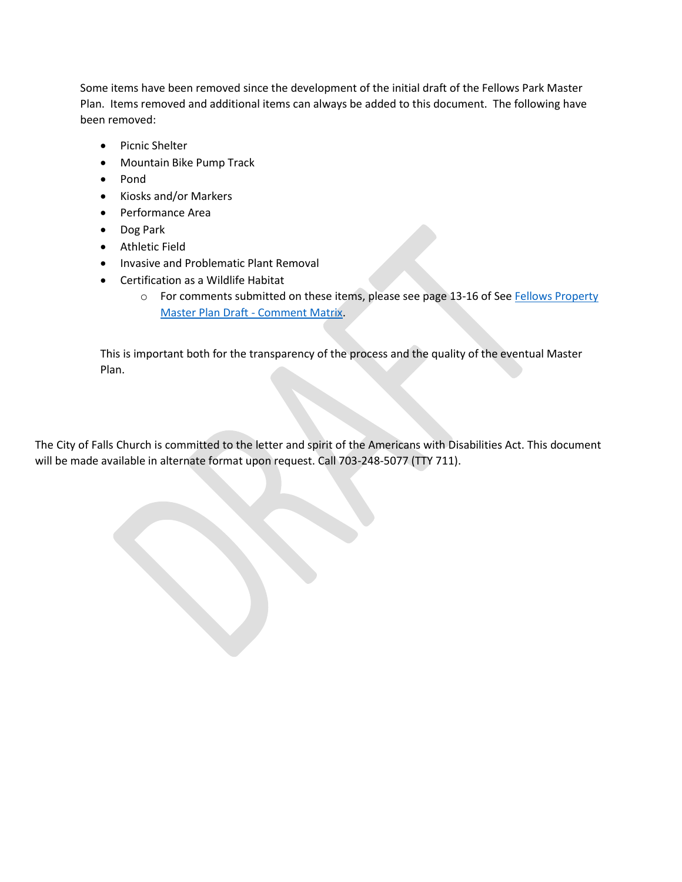Some items have been removed since the development of the initial draft of the Fellows Park Master Plan. Items removed and additional items can always be added to this document. The following have been removed:

- Picnic Shelter
- Mountain Bike Pump Track
- Pond
- Kiosks and/or Markers
- Performance Area
- Dog Park
- Athletic Field
- Invasive and Problematic Plant Removal
- Certification as a Wildlife Habitat
  - For comments submitted on these items, please see page 13-16 of See Fellows Property Master Plan Draft - Comment Matrix.

This is important both for the transparency of the process and the quality of the eventual Master Plan.

The City of Falls Church is committed to the letter and spirit of the Americans with Disabilities Act. This document will be made available in alternate format upon request. Call 703-248-5077 (TTY 711).